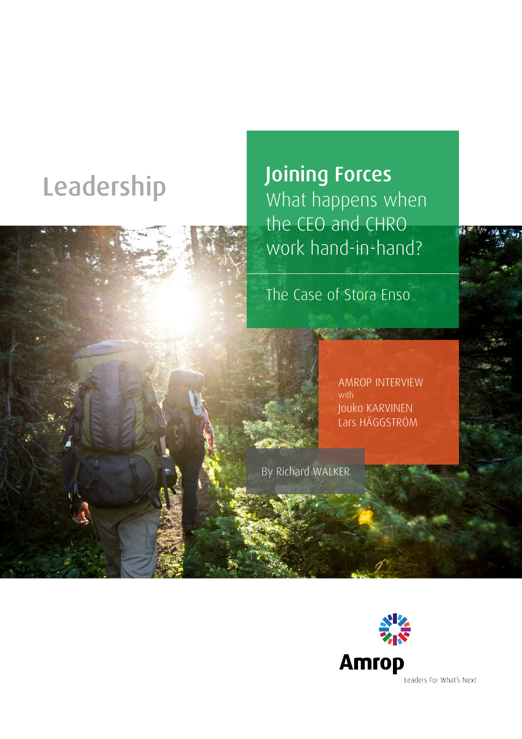Leadership

# Joining Forces

## What happens when the CEO and CHRO work hand-in-hand?

The Case of Stora Enso

AMROP INTERVIEW
with
Jouko KARVINEN
Lars HÄGGSTRÖM

By Richard WALKER

Amrop

Leaders For What's Next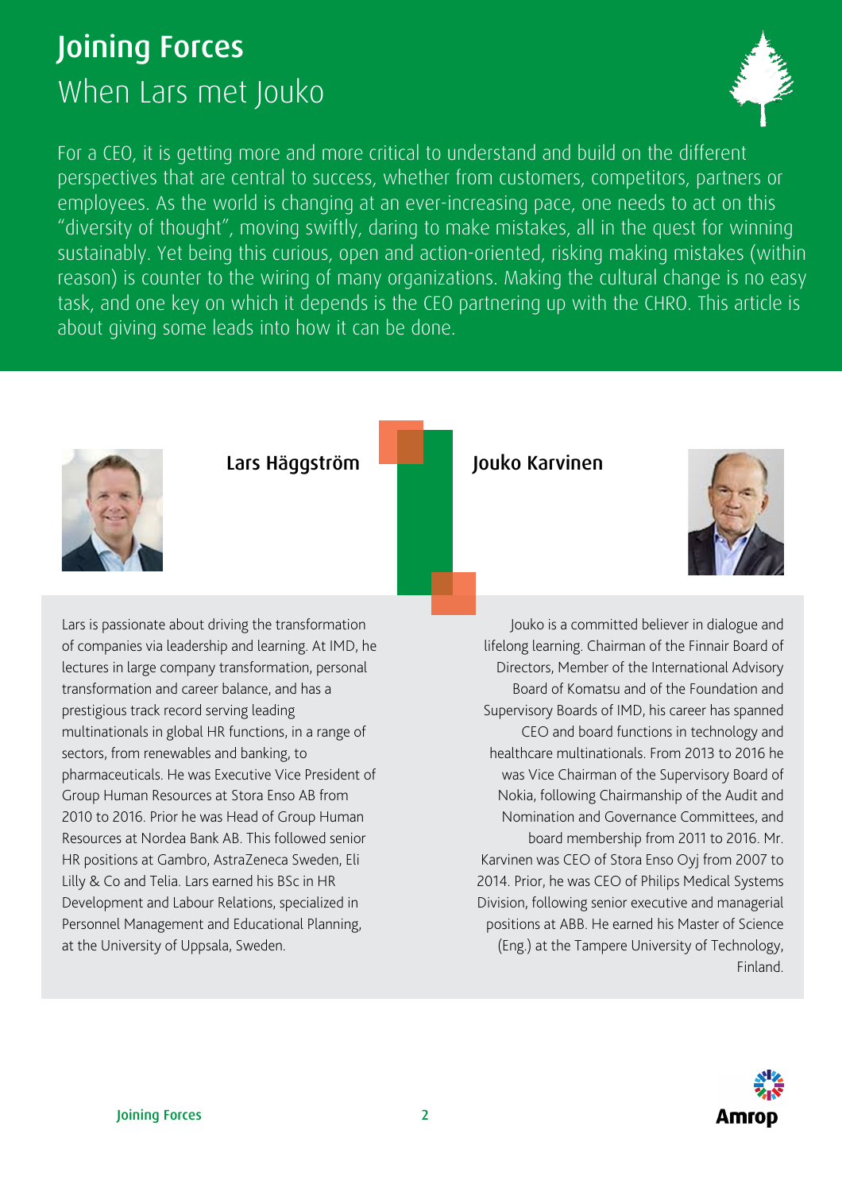# Joining Forces

## When Lars met Jouko

For a CEO, it is getting more and more critical to understand and build on the different perspectives that are central to success, whether from customers, competitors, partners or employees. As the world is changing at an ever-increasing pace, one needs to act on this "diversity of thought", moving swiftly, daring to make mistakes, all in the quest for winning sustainably. Yet being this curious, open and action-oriented, risking making mistakes (within reason) is counter to the wiring of many organizations. Making the cultural change is no easy task, and one key on which it depends is the CEO partnering up with the CHRO. This article is about giving some leads into how it can be done.

### Lars Häggström

Lars is passionate about driving the transformation of companies via leadership and learning. At IMD, he lectures in large company transformation, personal transformation and career balance, and has a prestigious track record serving leading multinationals in global HR functions, in a range of sectors, from renewables and banking, to pharmaceuticals. He was Executive Vice President of Group Human Resources at Stora Enso AB from 2010 to 2016. Prior he was Head of Group Human Resources at Nordea Bank AB. This followed senior HR positions at Gambro, AstraZeneca Sweden, Eli Lilly & Co and Telia. Lars earned his BSc in HR Development and Labour Relations, specialized in Personnel Management and Educational Planning, at the University of Uppsala, Sweden.

### Jouko Karvinen

Jouko is a committed believer in dialogue and lifelong learning. Chairman of the Finnair Board of Directors, Member of the International Advisory Board of Komatsu and of the Foundation and Supervisory Boards of IMD, his career has spanned CEO and board functions in technology and healthcare multinationals. From 2013 to 2016 he was Vice Chairman of the Supervisory Board of Nokia, following Chairmanship of the Audit and Nomination and Governance Committees, and board membership from 2011 to 2016. Mr. Karvinen was CEO of Stora Enso Oyj from 2007 to 2014. Prior, he was CEO of Philips Medical Systems Division, following senior executive and managerial positions at ABB. He earned his Master of Science (Eng.) at the Tampere University of Technology, Finland.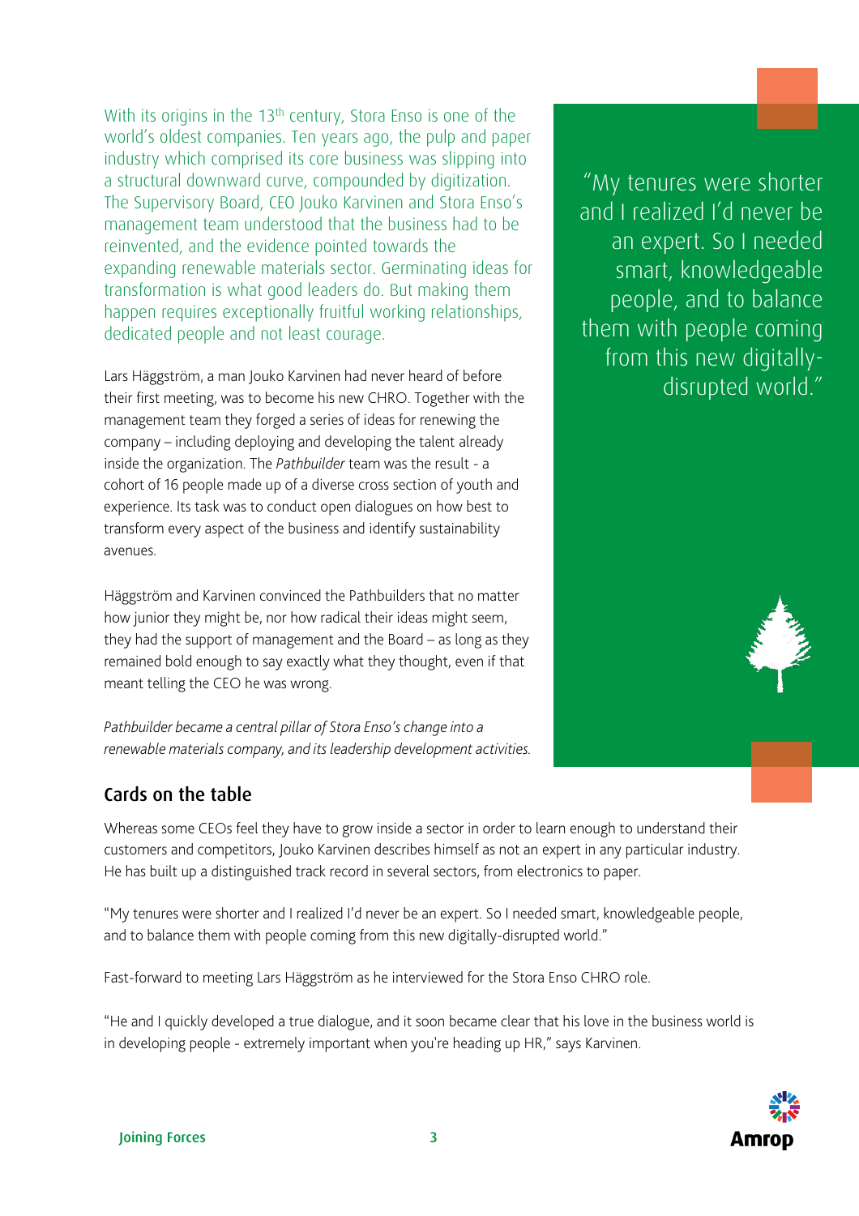With its origins in the 13th century, Stora Enso is one of the world's oldest companies. Ten years ago, the pulp and paper industry which comprised its core business was slipping into a structural downward curve, compounded by digitization. The Supervisory Board, CEO Jouko Karvinen and Stora Enso's management team understood that the business had to be reinvented, and the evidence pointed towards the expanding renewable materials sector. Germinating ideas for transformation is what good leaders do. But making them happen requires exceptionally fruitful working relationships, dedicated people and not least courage.

Lars Häggström, a man Jouko Karvinen had never heard of before their first meeting, was to become his new CHRO. Together with the management team they forged a series of ideas for renewing the company – including deploying and developing the talent already inside the organization. The *Pathbuilder* team was the result - a cohort of 16 people made up of a diverse cross section of youth and experience. Its task was to conduct open dialogues on how best to transform every aspect of the business and identify sustainability avenues.

Häggström and Karvinen convinced the Pathbuilders that no matter how junior they might be, nor how radical their ideas might seem, they had the support of management and the Board – as long as they remained bold enough to say exactly what they thought, even if that meant telling the CEO he was wrong.

*Pathbuilder became a central pillar of Stora Enso's change into a renewable materials company, and its leadership development activities.*

> "My tenures were shorter and I realized I'd never be an expert. So I needed smart, knowledgeable people, and to balance them with people coming from this new digitally-disrupted world."

## Cards on the table

Whereas some CEOs feel they have to grow inside a sector in order to learn enough to understand their customers and competitors, Jouko Karvinen describes himself as not an expert in any particular industry. He has built up a distinguished track record in several sectors, from electronics to paper.

"My tenures were shorter and I realized I'd never be an expert. So I needed smart, knowledgeable people, and to balance them with people coming from this new digitally-disrupted world."

Fast-forward to meeting Lars Häggström as he interviewed for the Stora Enso CHRO role.

"He and I quickly developed a true dialogue, and it soon became clear that his love in the business world is in developing people - extremely important when you're heading up HR," says Karvinen.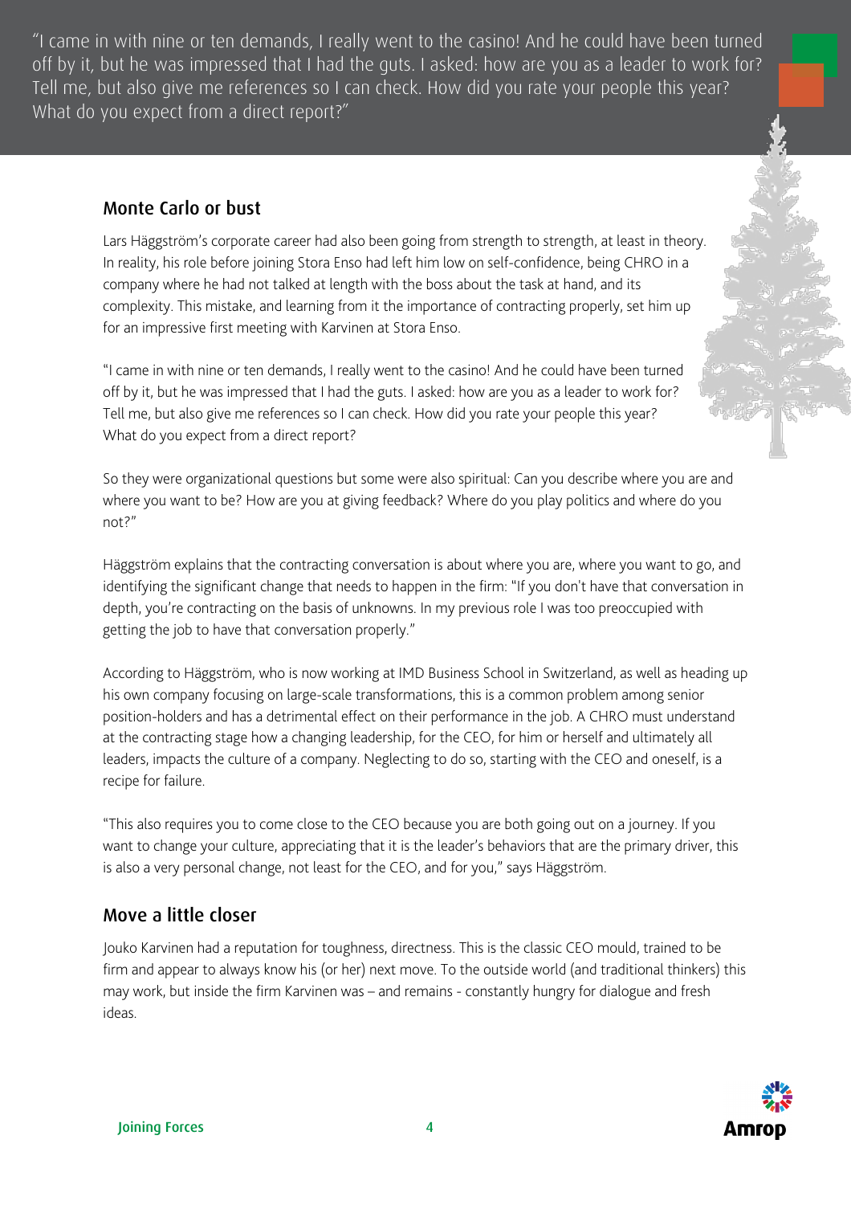> "I came in with nine or ten demands, I really went to the casino! And he could have been turned off by it, but he was impressed that I had the guts. I asked: how are you as a leader to work for? Tell me, but also give me references so I can check. How did you rate your people this year? What do you expect from a direct report?"

## Monte Carlo or bust

Lars Häggström's corporate career had also been going from strength to strength, at least in theory. In reality, his role before joining Stora Enso had left him low on self-confidence, being CHRO in a company where he had not talked at length with the boss about the task at hand, and its complexity. This mistake, and learning from it the importance of contracting properly, set him up for an impressive first meeting with Karvinen at Stora Enso.

"I came in with nine or ten demands, I really went to the casino! And he could have been turned off by it, but he was impressed that I had the guts. I asked: how are you as a leader to work for? Tell me, but also give me references so I can check. How did you rate your people this year? What do you expect from a direct report?

So they were organizational questions but some were also spiritual: Can you describe where you are and where you want to be? How are you at giving feedback? Where do you play politics and where do you not?"

Häggström explains that the contracting conversation is about where you are, where you want to go, and identifying the significant change that needs to happen in the firm: "If you don't have that conversation in depth, you're contracting on the basis of unknowns. In my previous role I was too preoccupied with getting the job to have that conversation properly."

According to Häggström, who is now working at IMD Business School in Switzerland, as well as heading up his own company focusing on large-scale transformations, this is a common problem among senior position-holders and has a detrimental effect on their performance in the job. A CHRO must understand at the contracting stage how a changing leadership, for the CEO, for him or herself and ultimately all leaders, impacts the culture of a company. Neglecting to do so, starting with the CEO and oneself, is a recipe for failure.

"This also requires you to come close to the CEO because you are both going out on a journey. If you want to change your culture, appreciating that it is the leader's behaviors that are the primary driver, this is also a very personal change, not least for the CEO, and for you," says Häggström.

## Move a little closer

Jouko Karvinen had a reputation for toughness, directness. This is the classic CEO mould, trained to be firm and appear to always know his (or her) next move. To the outside world (and traditional thinkers) this may work, but inside the firm Karvinen was – and remains - constantly hungry for dialogue and fresh ideas.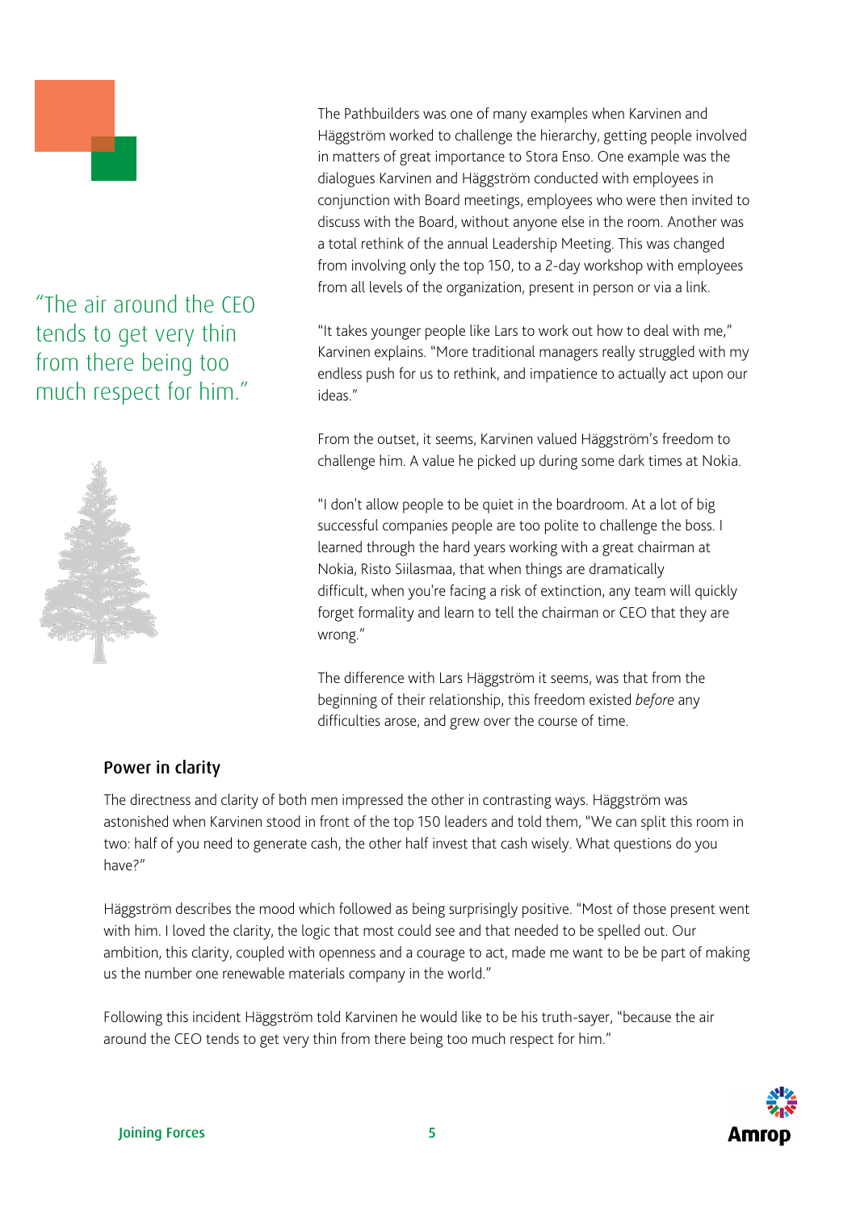> "The air around the CEO tends to get very thin from there being too much respect for him."

The Pathbuilders was one of many examples when Karvinen and Häggström worked to challenge the hierarchy, getting people involved in matters of great importance to Stora Enso. One example was the dialogues Karvinen and Häggström conducted with employees in conjunction with Board meetings, employees who were then invited to discuss with the Board, without anyone else in the room. Another was a total rethink of the annual Leadership Meeting. This was changed from involving only the top 150, to a 2-day workshop with employees from all levels of the organization, present in person or via a link.

"It takes younger people like Lars to work out how to deal with me," Karvinen explains. "More traditional managers really struggled with my endless push for us to rethink, and impatience to actually act upon our ideas."

From the outset, it seems, Karvinen valued Häggström's freedom to challenge him. A value he picked up during some dark times at Nokia.

"I don't allow people to be quiet in the boardroom. At a lot of big successful companies people are too polite to challenge the boss. I learned through the hard years working with a great chairman at Nokia, Risto Siilasmaa, that when things are dramatically difficult, when you're facing a risk of extinction, any team will quickly forget formality and learn to tell the chairman or CEO that they are wrong."

The difference with Lars Häggström it seems, was that from the beginning of their relationship, this freedom existed *before* any difficulties arose, and grew over the course of time.

## Power in clarity

The directness and clarity of both men impressed the other in contrasting ways. Häggström was astonished when Karvinen stood in front of the top 150 leaders and told them, "We can split this room in two: half of you need to generate cash, the other half invest that cash wisely. What questions do you have?"

Häggström describes the mood which followed as being surprisingly positive. "Most of those present went with him. I loved the clarity, the logic that most could see and that needed to be spelled out. Our ambition, this clarity, coupled with openness and a courage to act, made me want to be be part of making us the number one renewable materials company in the world."

Following this incident Häggström told Karvinen he would like to be his truth-sayer, "because the air around the CEO tends to get very thin from there being too much respect for him."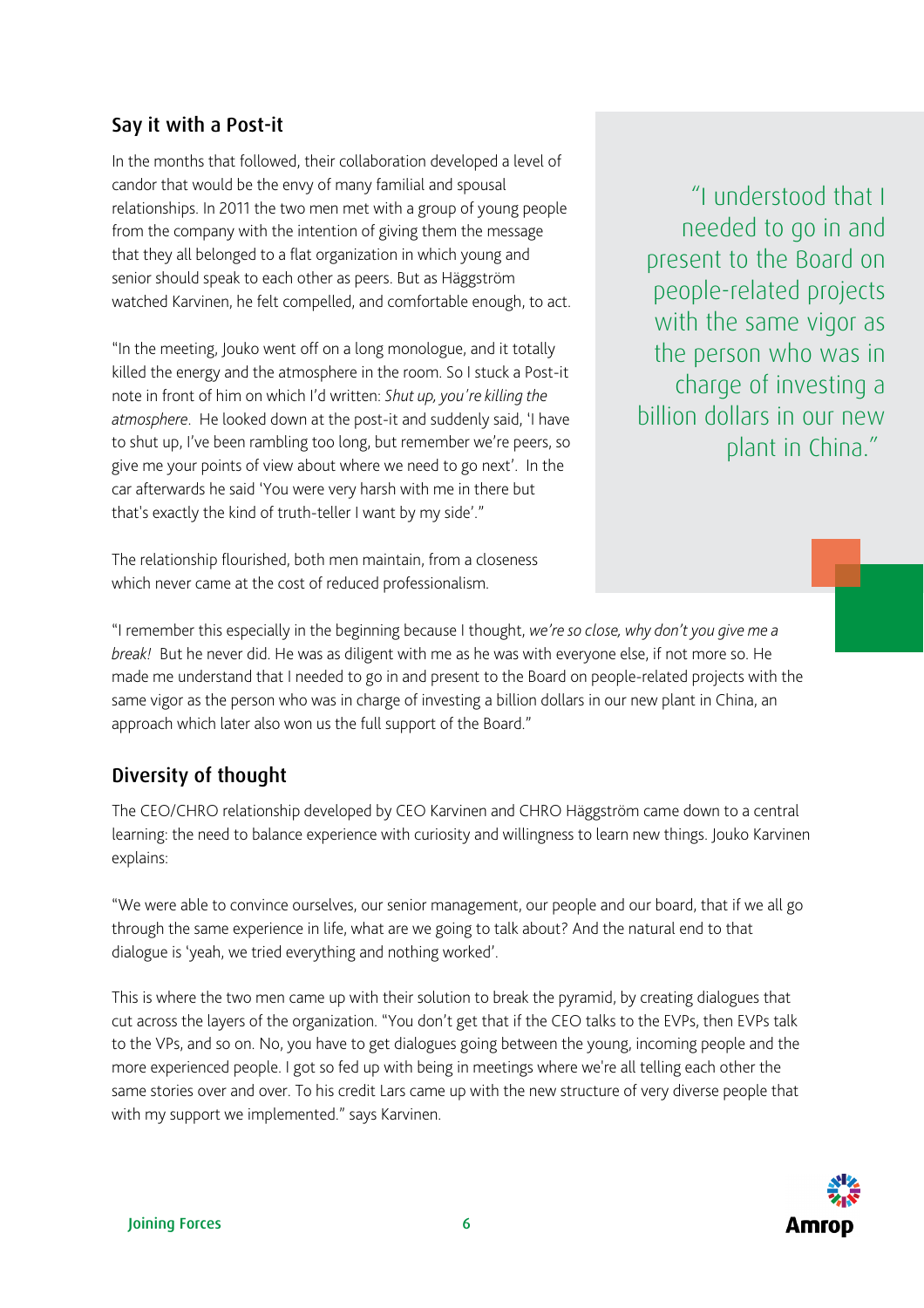## Say it with a Post-it

In the months that followed, their collaboration developed a level of candor that would be the envy of many familial and spousal relationships. In 2011 the two men met with a group of young people from the company with the intention of giving them the message that they all belonged to a flat organization in which young and senior should speak to each other as peers. But as Häggström watched Karvinen, he felt compelled, and comfortable enough, to act.

"In the meeting, Jouko went off on a long monologue, and it totally killed the energy and the atmosphere in the room. So I stuck a Post-it note in front of him on which I'd written: *Shut up, you're killing the atmosphere*. He looked down at the post-it and suddenly said, 'I have to shut up, I've been rambling too long, but remember we're peers, so give me your points of view about where we need to go next'. In the car afterwards he said 'You were very harsh with me in there but that's exactly the kind of truth-teller I want by my side'."

The relationship flourished, both men maintain, from a closeness which never came at the cost of reduced professionalism.

> "I understood that I needed to go in and present to the Board on people-related projects with the same vigor as the person who was in charge of investing a billion dollars in our new plant in China."

"I remember this especially in the beginning because I thought, *we're so close, why don't you give me a break!* But he never did. He was as diligent with me as he was with everyone else, if not more so. He made me understand that I needed to go in and present to the Board on people-related projects with the same vigor as the person who was in charge of investing a billion dollars in our new plant in China, an approach which later also won us the full support of the Board."

## Diversity of thought

The CEO/CHRO relationship developed by CEO Karvinen and CHRO Häggström came down to a central learning: the need to balance experience with curiosity and willingness to learn new things. Jouko Karvinen explains:

"We were able to convince ourselves, our senior management, our people and our board, that if we all go through the same experience in life, what are we going to talk about? And the natural end to that dialogue is 'yeah, we tried everything and nothing worked'.

This is where the two men came up with their solution to break the pyramid, by creating dialogues that cut across the layers of the organization. "You don't get that if the CEO talks to the EVPs, then EVPs talk to the VPs, and so on. No, you have to get dialogues going between the young, incoming people and the more experienced people. I got so fed up with being in meetings where we're all telling each other the same stories over and over. To his credit Lars came up with the new structure of very diverse people that with my support we implemented." says Karvinen.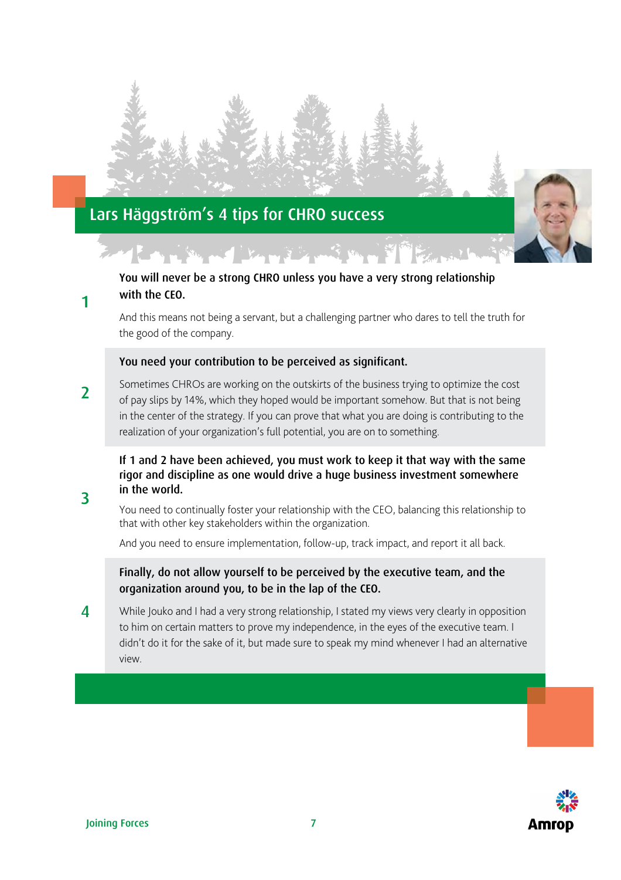## Lars Häggström's 4 tips for CHRO success

**1**

**You will never be a strong CHRO unless you have a very strong relationship with the CEO.**

And this means not being a servant, but a challenging partner who dares to tell the truth for the good of the company.

**2**

**You need your contribution to be perceived as significant.**

Sometimes CHROs are working on the outskirts of the business trying to optimize the cost of pay slips by 14%, which they hoped would be important somehow. But that is not being in the center of the strategy. If you can prove that what you are doing is contributing to the realization of your organization's full potential, you are on to something.

**3**

**If 1 and 2 have been achieved, you must work to keep it that way with the same rigor and discipline as one would drive a huge business investment somewhere in the world.**

You need to continually foster your relationship with the CEO, balancing this relationship to that with other key stakeholders within the organization.

And you need to ensure implementation, follow-up, track impact, and report it all back.

**4**

**Finally, do not allow yourself to be perceived by the executive team, and the organization around you, to be in the lap of the CEO.**

While Jouko and I had a very strong relationship, I stated my views very clearly in opposition to him on certain matters to prove my independence, in the eyes of the executive team. I didn't do it for the sake of it, but made sure to speak my mind whenever I had an alternative view.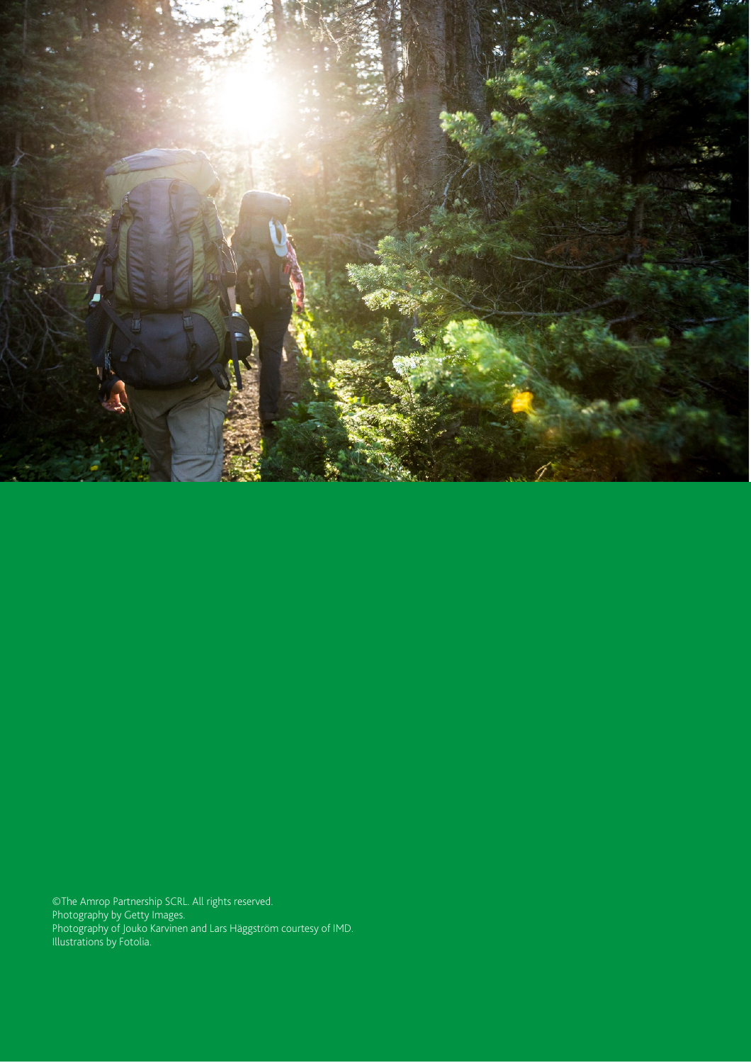©The Amrop Partnership SCRL. All rights reserved.
Photography by Getty Images.
Photography of Jouko Karvinen and Lars Häggström courtesy of IMD.
Illustrations by Fotolia.